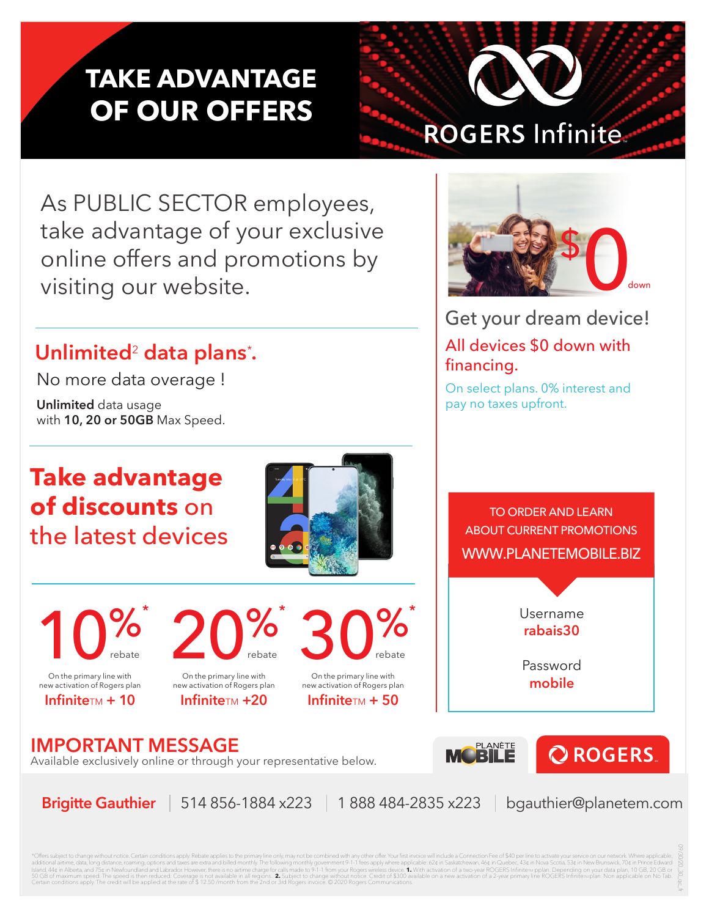# TAKE ADVANTAGE OF OUR OFFERS

ROGERS Infinite

As PUBLIC SECTOR employees, take advantage of your exclusive online offers and promotions by visiting our website.

## Unlimited[2] data plans*.

No more data overage !

**Unlimited** data usage
with **10, 20 or 50GB** Max Speed.

## Take advantage of discounts on the latest devices

**10%*** rebate
On the primary line with new activation of Rogers plan
**Infinite™ + 10**

**20%*** rebate
On the primary line with new activation of Rogers plan
**Infinite™ +20**

**30%*** rebate
On the primary line with new activation of Rogers plan
**Infinite™ + 50**

$0 down

## Get your dream device!

**All devices $0 down with financing.**

On select plans. 0% interest and pay no taxes upfront.

TO ORDER AND LEARN ABOUT CURRENT PROMOTIONS
**WWW.PLANETEMOBILE.BIZ**

Username
**rabais30**

Password
**mobile**

## IMPORTANT MESSAGE

Available exclusively online or through your representative below.

PLANÈTE MOBILE | ROGERS

**Brigitte Gauthier** | 514 856-1884 x223 | 1 888 484-2835 x223 | bgauthier@planetem.com

*Offers subject to change without notice. Certain conditions apply. Rebate applies to the primary line only, may not be combined with any other offer. Your first invoice will include a Connection Fee of $40 per line to activate your service on our network. Where applicable, additional airtime, data, long distance, roaming, options and taxes are extra and billed monthly. The following monthly government 9-1-1 fees apply where applicable: 62¢ in Saskatchewan, 46¢ in Quebec, 43¢ in Nova Scotia, 53¢ in New Brunswick, 70¢ in Prince Edward Island, 44¢ in Alberta, and 75¢ in Newfoundland and Labrador. However, there is no airtime charge for calls made to 9-1-1 from your Rogers wireless device. **1.** With activation of a two-year ROGERS Infinite™ plan. Depending on your data plan, 10 GB, 20 GB or 50 GB of maximum speed. The speed is then reduced. Coverage is not available in all regions. **2.** Subject to change without notice. Credit of $300 available on a new activation of a 2-year primary line ROGERS Infinite™ plan. Non applicable on No Tab. Certain conditions apply. The credit will be applied at the rate of $ 12.50 /month from the 2nd or 3rd Rogers invoice. © 2020 Rogers Communications.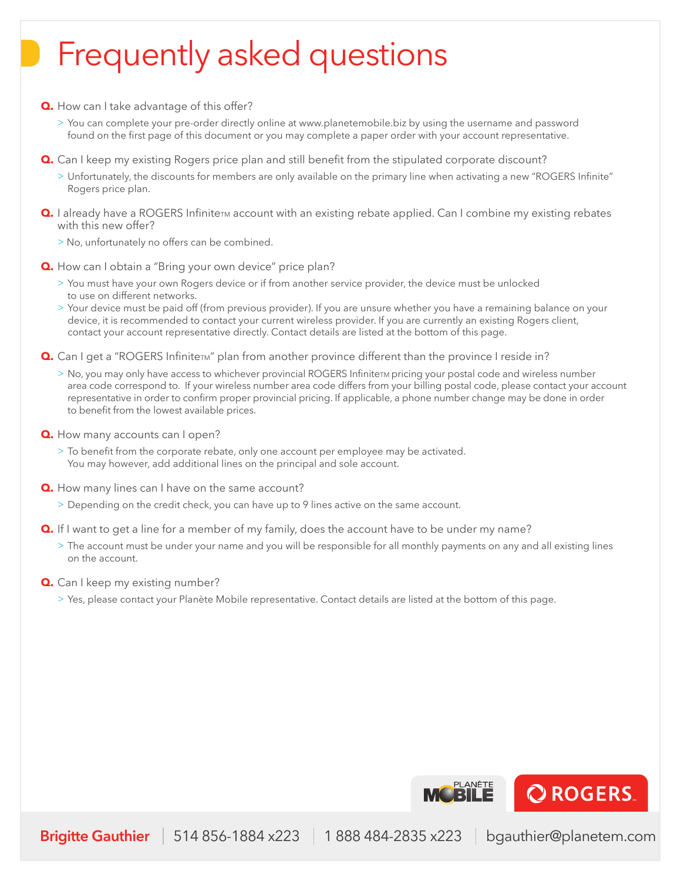# Frequently asked questions

**Q.** How can I take advantage of this offer?

> You can complete your pre-order directly online at www.planetemobile.biz by using the username and password found on the first page of this document or you may complete a paper order with your account representative.

**Q.** Can I keep my existing Rogers price plan and still benefit from the stipulated corporate discount?

> Unfortunately, the discounts for members are only available on the primary line when activating a new "ROGERS Infinite" Rogers price plan.

**Q.** I already have a ROGERS Infinite™ account with an existing rebate applied. Can I combine my existing rebates with this new offer?

> No, unfortunately no offers can be combined.

**Q.** How can I obtain a "Bring your own device" price plan?

> You must have your own Rogers device or if from another service provider, the device must be unlocked to use on different networks.

> Your device must be paid off (from previous provider). If you are unsure whether you have a remaining balance on your device, it is recommended to contact your current wireless provider. If you are currently an existing Rogers client, contact your account representative directly. Contact details are listed at the bottom of this page.

**Q.** Can I get a "ROGERS Infinite™" plan from another province different than the province I reside in?

> No, you may only have access to whichever provincial ROGERS Infinite™ pricing your postal code and wireless number area code correspond to. If your wireless number area code differs from your billing postal code, please contact your account representative in order to confirm proper provincial pricing. If applicable, a phone number change may be done in order to benefit from the lowest available prices.

**Q.** How many accounts can I open?

> To benefit from the corporate rebate, only one account per employee may be activated. You may however, add additional lines on the principal and sole account.

**Q.** How many lines can I have on the same account?

> Depending on the credit check, you can have up to 9 lines active on the same account.

**Q.** If I want to get a line for a member of my family, does the account have to be under my name?

> The account must be under your name and you will be responsible for all monthly payments on any and all existing lines on the account.

**Q.** Can I keep my existing number?

> Yes, please contact your Planète Mobile representative. Contact details are listed at the bottom of this page.

PLANÈTE MOBILE | ROGERS

**Brigitte Gauthier** | 514 856-1884 x223 | 1 888 484-2835 x223 | bgauthier@planetem.com